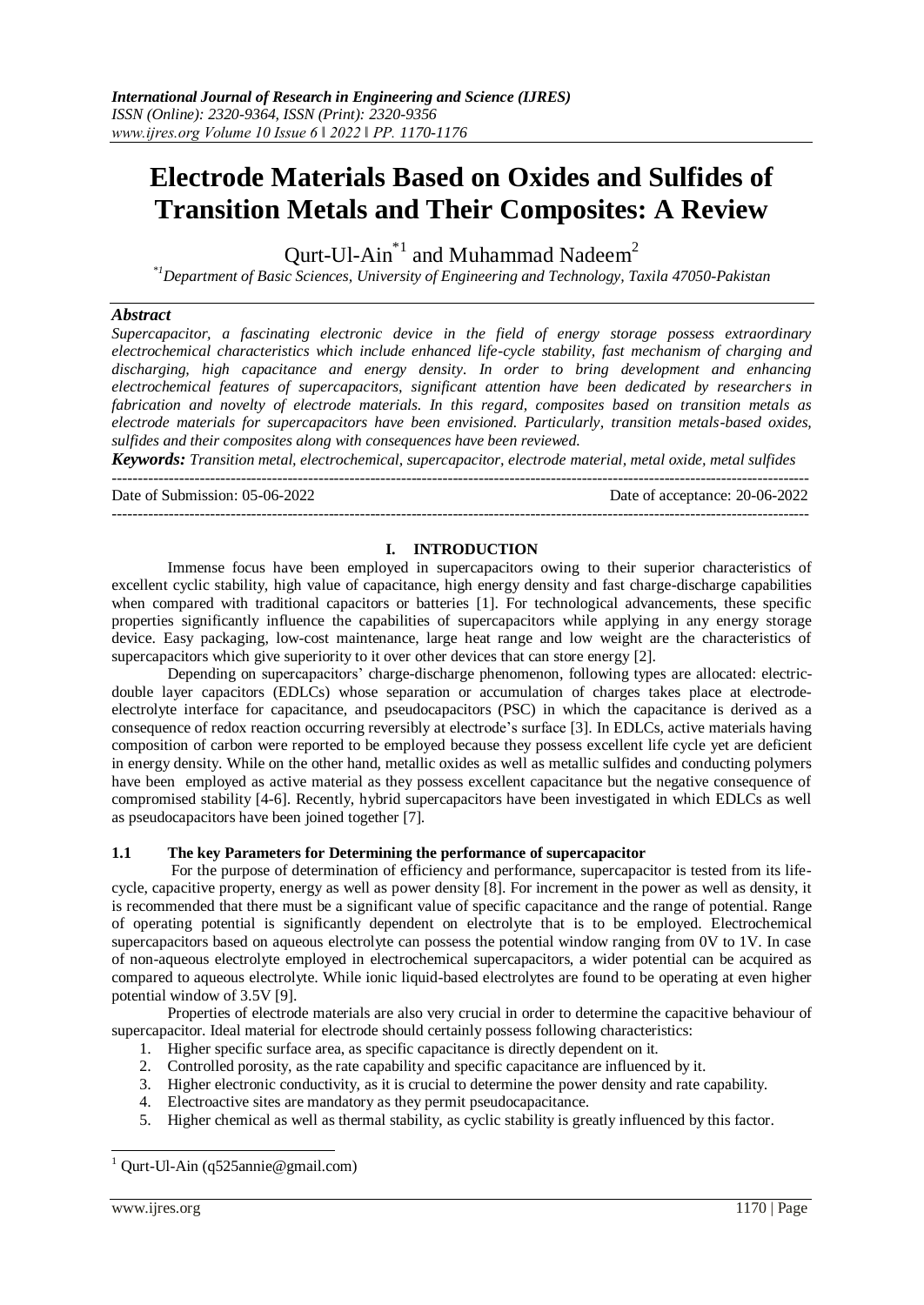# Electrode Materials Based on Oxides and Sulfides of Transition Metals and Their Composites: A Review

Qurt-Ul-Ain*[1] and Muhammad Nadeem[2]

*[1]Department of Basic Sciences, University of Engineering and Technology, Taxila 47050-Pakistan*

## *Abstract*

*Supercapacitor, a fascinating electronic device in the field of energy storage possess extraordinary electrochemical characteristics which include enhanced life-cycle stability, fast mechanism of charging and discharging, high capacitance and energy density. In order to bring development and enhancing electrochemical features of supercapacitors, significant attention have been dedicated by researchers in fabrication and novelty of electrode materials. In this regard, composites based on transition metals as electrode materials for supercapacitors have been envisioned. Particularly, transition metals-based oxides, sulfides and their composites along with consequences have been reviewed.*

***Keywords:*** *Transition metal, electrochemical, supercapacitor, electrode material, metal oxide, metal sulfides*

---

Date of Submission: 05-06-2022 Date of acceptance: 20-06-2022

---

## I. INTRODUCTION

Immense focus have been employed in supercapacitors owing to their superior characteristics of excellent cyclic stability, high value of capacitance, high energy density and fast charge-discharge capabilities when compared with traditional capacitors or batteries [1]. For technological advancements, these specific properties significantly influence the capabilities of supercapacitors while applying in any energy storage device. Easy packaging, low-cost maintenance, large heat range and low weight are the characteristics of supercapacitors which give superiority to it over other devices that can store energy [2].

Depending on supercapacitors' charge-discharge phenomenon, following types are allocated: electric-double layer capacitors (EDLCs) whose separation or accumulation of charges takes place at electrode-electrolyte interface for capacitance, and pseudocapacitors (PSC) in which the capacitance is derived as a consequence of redox reaction occurring reversibly at electrode's surface [3]. In EDLCs, active materials having composition of carbon were reported to be employed because they possess excellent life cycle yet are deficient in energy density. While on the other hand, metallic oxides as well as metallic sulfides and conducting polymers have been employed as active material as they possess excellent capacitance but the negative consequence of compromised stability [4-6]. Recently, hybrid supercapacitors have been investigated in which EDLCs as well as pseudocapacitors have been joined together [7].

### 1.1 The key Parameters for Determining the performance of supercapacitor

For the purpose of determination of efficiency and performance, supercapacitor is tested from its life-cycle, capacitive property, energy as well as power density [8]. For increment in the power as well as density, it is recommended that there must be a significant value of specific capacitance and the range of potential. Range of operating potential is significantly dependent on electrolyte that is to be employed. Electrochemical supercapacitors based on aqueous electrolyte can possess the potential window ranging from 0V to 1V. In case of non-aqueous electrolyte employed in electrochemical supercapacitors, a wider potential can be acquired as compared to aqueous electrolyte. While ionic liquid-based electrolytes are found to be operating at even higher potential window of 3.5V [9].

Properties of electrode materials are also very crucial in order to determine the capacitive behaviour of supercapacitor. Ideal material for electrode should certainly possess following characteristics:

1. Higher specific surface area, as specific capacitance is directly dependent on it.
2. Controlled porosity, as the rate capability and specific capacitance are influenced by it.
3. Higher electronic conductivity, as it is crucial to determine the power density and rate capability.
4. Electroactive sites are mandatory as they permit pseudocapacitance.
5. Higher chemical as well as thermal stability, as cyclic stability is greatly influenced by this factor.

---

[1] Qurt-Ul-Ain (q525annie@gmail.com)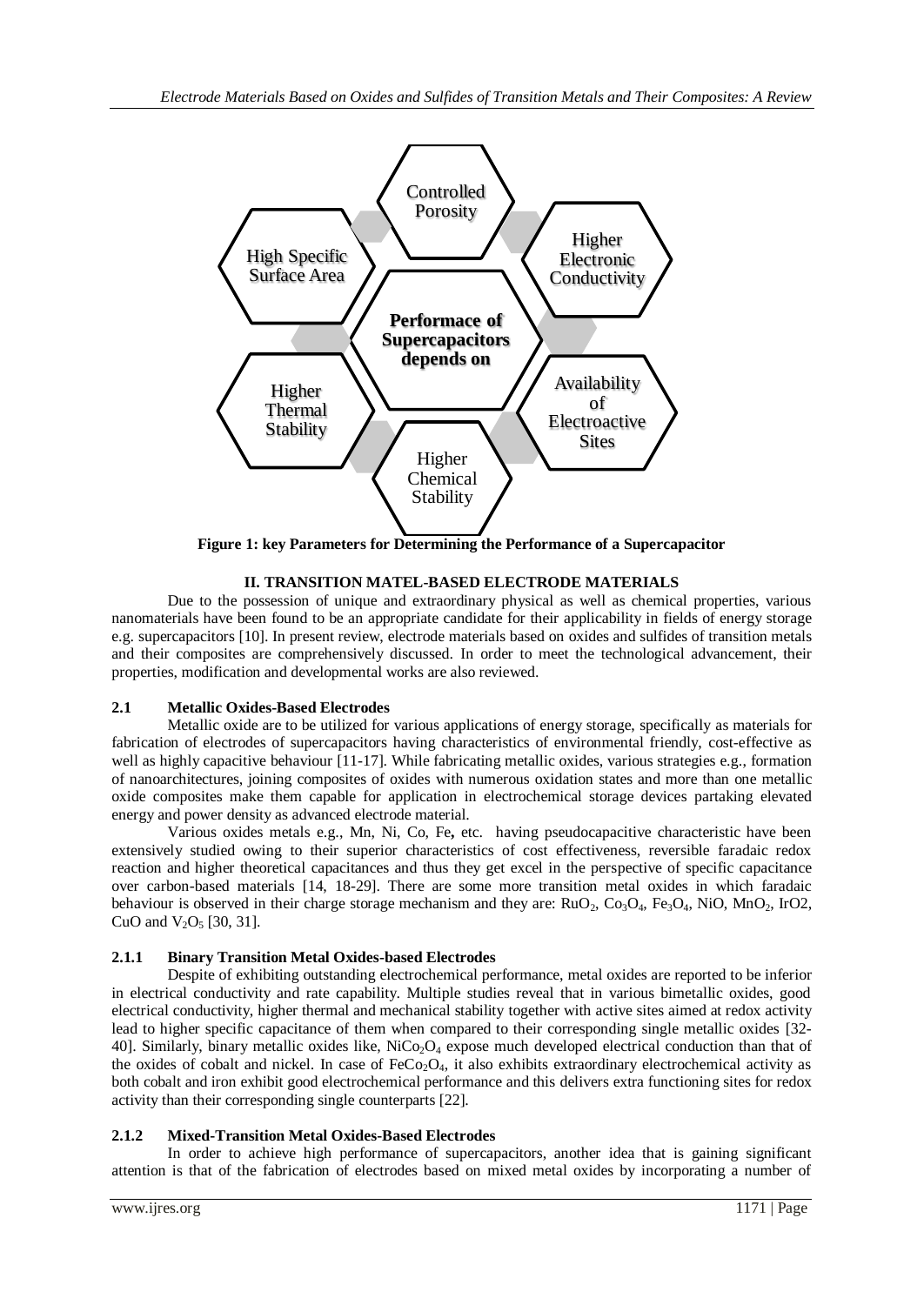Controlled Porosity

High Specific Surface Area

Higher Electronic Conductivity

**Performace of Supercapacitors depends on**

Higher Thermal Stability

Availability of Electroactive Sites

Higher Chemical Stability

**Figure 1: key Parameters for Determining the Performance of a Supercapacitor**

## II. TRANSITION MATEL-BASED ELECTRODE MATERIALS

Due to the possession of unique and extraordinary physical as well as chemical properties, various nanomaterials have been found to be an appropriate candidate for their applicability in fields of energy storage e.g. supercapacitors [10]. In present review, electrode materials based on oxides and sulfides of transition metals and their composites are comprehensively discussed. In order to meet the technological advancement, their properties, modification and developmental works are also reviewed.

### 2.1 Metallic Oxides-Based Electrodes

Metallic oxide are to be utilized for various applications of energy storage, specifically as materials for fabrication of electrodes of supercapacitors having characteristics of environmental friendly, cost-effective as well as highly capacitive behaviour [11-17]. While fabricating metallic oxides, various strategies e.g., formation of nanoarchitectures, joining composites of oxides with numerous oxidation states and more than one metallic oxide composites make them capable for application in electrochemical storage devices partaking elevated energy and power density as advanced electrode material.

Various oxides metals e.g., Mn, Ni, Co, Fe**,** etc. having pseudocapacitive characteristic have been extensively studied owing to their superior characteristics of cost effectiveness, reversible faradaic redox reaction and higher theoretical capacitances and thus they get excel in the perspective of specific capacitance over carbon-based materials [14, 18-29]. There are some more transition metal oxides in which faradaic behaviour is observed in their charge storage mechanism and they are: $RuO_2$, $Co_3O_4$, $Fe_3O_4$, NiO, $MnO_2$, IrO2, CuO and $V_2O_5$ [30, 31].

#### 2.1.1 Binary Transition Metal Oxides-based Electrodes

Despite of exhibiting outstanding electrochemical performance, metal oxides are reported to be inferior in electrical conductivity and rate capability. Multiple studies reveal that in various bimetallic oxides, good electrical conductivity, higher thermal and mechanical stability together with active sites aimed at redox activity lead to higher specific capacitance of them when compared to their corresponding single metallic oxides [32-40]. Similarly, binary metallic oxides like, $NiCo_2O_4$ expose much developed electrical conduction than that of the oxides of cobalt and nickel. In case of $FeCo_2O_4$, it also exhibits extraordinary electrochemical activity as both cobalt and iron exhibit good electrochemical performance and this delivers extra functioning sites for redox activity than their corresponding single counterparts [22].

#### 2.1.2 Mixed-Transition Metal Oxides-Based Electrodes

In order to achieve high performance of supercapacitors, another idea that is gaining significant attention is that of the fabrication of electrodes based on mixed metal oxides by incorporating a number of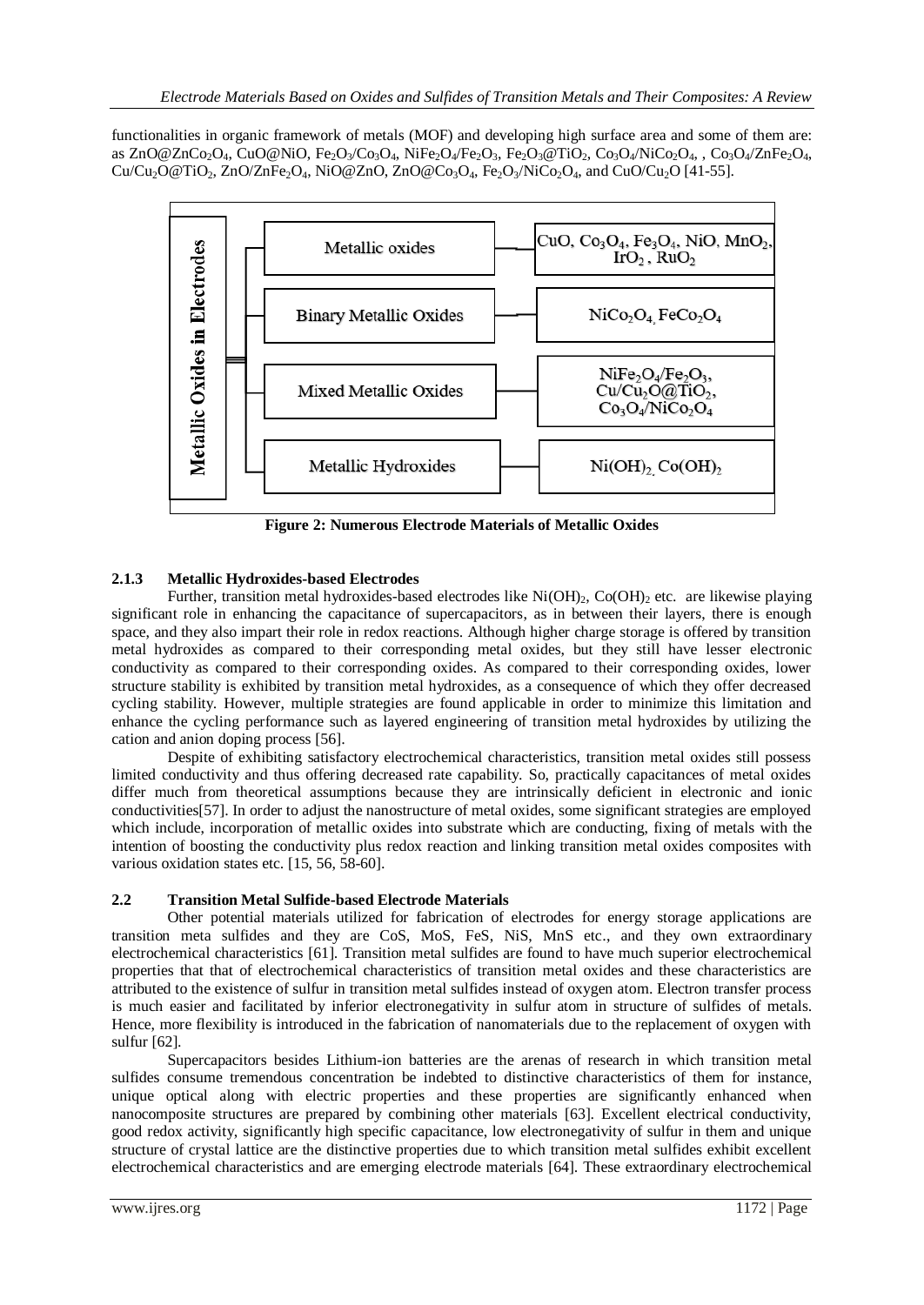functionalities in organic framework of metals (MOF) and developing high surface area and some of them are: as $ZnO@ZnCo_2O_4$, $CuO@NiO$, $Fe_2O_3/Co_3O_4$, $NiFe_2O_4/Fe_2O_3$, $Fe_2O_3@TiO_2$, $Co_3O_4/NiCo_2O_4$, , $Co_3O_4/ZnFe_2O_4$, $Cu/Cu_2O@TiO_2$, $ZnO/ZnFe_2O_4$, $NiO@ZnO$, $ZnO@Co_3O_4$, $Fe_2O_3/NiCo_2O_4$, and $CuO/Cu_2O$ [41-55].

| Metallic Oxides in Electrodes | |
|---|---|
| Metallic oxides | $CuO$, $Co_3O_4$, $Fe_3O_4$, $NiO$, $MnO_2$, $IrO_2$ , $RuO_2$ |
| Binary Metallic Oxides | $NiCo_2O_4$, $FeCo_2O_4$ |
| Mixed Metallic Oxides | $NiFe_2O_4/Fe_2O_3$, $Cu/Cu_2O@TiO_2$, $Co_3O_4/NiCo_2O_4$ |
| Metallic Hydroxides | $Ni(OH)_2$, $Co(OH)_2$ |

**Figure 2: Numerous Electrode Materials of Metallic Oxides**

### 2.1.3 Metallic Hydroxides-based Electrodes

Further, transition metal hydroxides-based electrodes like $Ni(OH)_2$, $Co(OH)_2$ etc. are likewise playing significant role in enhancing the capacitance of supercapacitors, as in between their layers, there is enough space, and they also impart their role in redox reactions. Although higher charge storage is offered by transition metal hydroxides as compared to their corresponding metal oxides, but they still have lesser electronic conductivity as compared to their corresponding oxides. As compared to their corresponding oxides, lower structure stability is exhibited by transition metal hydroxides, as a consequence of which they offer decreased cycling stability. However, multiple strategies are found applicable in order to minimize this limitation and enhance the cycling performance such as layered engineering of transition metal hydroxides by utilizing the cation and anion doping process [56].

Despite of exhibiting satisfactory electrochemical characteristics, transition metal oxides still possess limited conductivity and thus offering decreased rate capability. So, practically capacitances of metal oxides differ much from theoretical assumptions because they are intrinsically deficient in electronic and ionic conductivities[57]. In order to adjust the nanostructure of metal oxides, some significant strategies are employed which include, incorporation of metallic oxides into substrate which are conducting, fixing of metals with the intention of boosting the conductivity plus redox reaction and linking transition metal oxides composites with various oxidation states etc. [15, 56, 58-60].

## 2.2 Transition Metal Sulfide-based Electrode Materials

Other potential materials utilized for fabrication of electrodes for energy storage applications are transition meta sulfides and they are CoS, MoS, FeS, NiS, MnS etc., and they own extraordinary electrochemical characteristics [61]. Transition metal sulfides are found to have much superior electrochemical properties that that of electrochemical characteristics of transition metal oxides and these characteristics are attributed to the existence of sulfur in transition metal sulfides instead of oxygen atom. Electron transfer process is much easier and facilitated by inferior electronegativity in sulfur atom in structure of sulfides of metals. Hence, more flexibility is introduced in the fabrication of nanomaterials due to the replacement of oxygen with sulfur [62].

Supercapacitors besides Lithium-ion batteries are the arenas of research in which transition metal sulfides consume tremendous concentration be indebted to distinctive characteristics of them for instance, unique optical along with electric properties and these properties are significantly enhanced when nanocomposite structures are prepared by combining other materials [63]. Excellent electrical conductivity, good redox activity, significantly high specific capacitance, low electronegativity of sulfur in them and unique structure of crystal lattice are the distinctive properties due to which transition metal sulfides exhibit excellent electrochemical characteristics and are emerging electrode materials [64]. These extraordinary electrochemical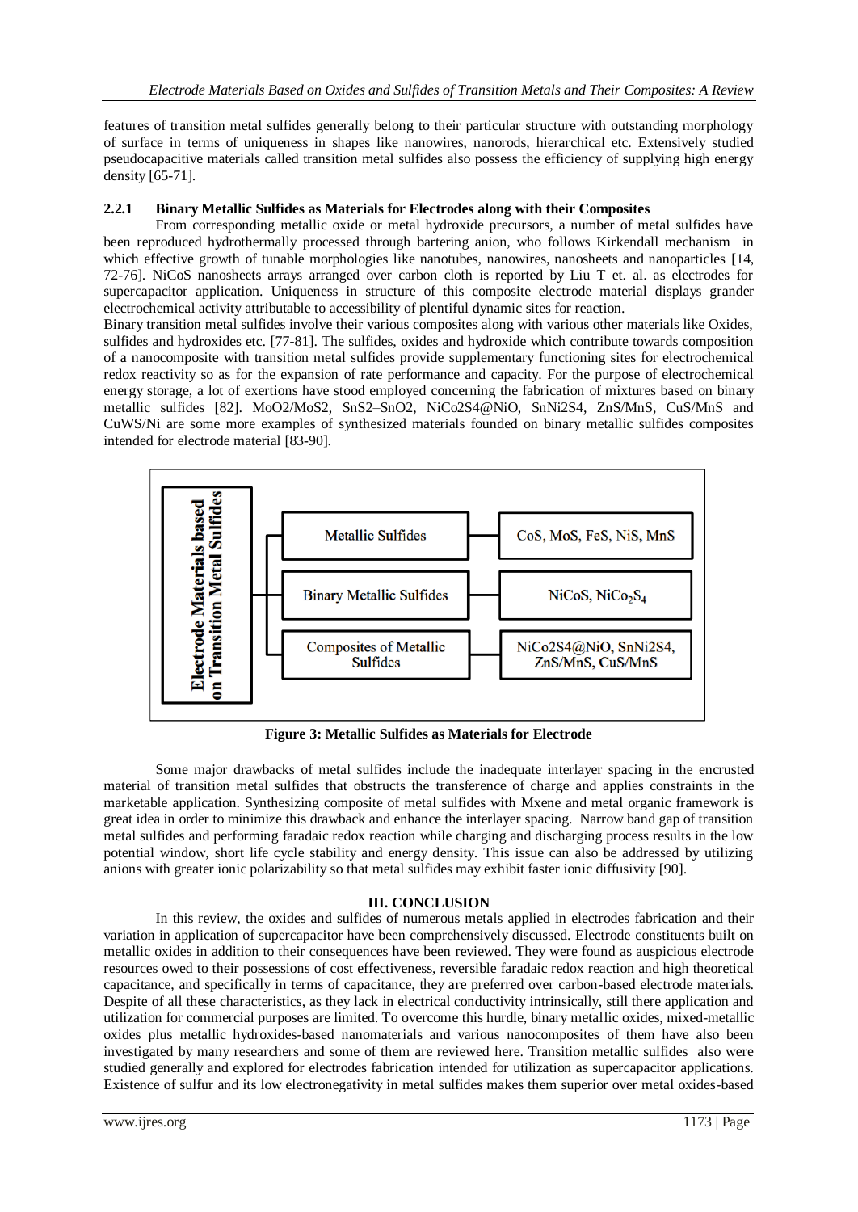features of transition metal sulfides generally belong to their particular structure with outstanding morphology of surface in terms of uniqueness in shapes like nanowires, nanorods, hierarchical etc. Extensively studied pseudocapacitive materials called transition metal sulfides also possess the efficiency of supplying high energy density [65-71].

### 2.2.1 Binary Metallic Sulfides as Materials for Electrodes along with their Composites

From corresponding metallic oxide or metal hydroxide precursors, a number of metal sulfides have been reproduced hydrothermally processed through bartering anion, who follows Kirkendall mechanism in which effective growth of tunable morphologies like nanotubes, nanowires, nanosheets and nanoparticles [14, 72-76]. NiCoS nanosheets arrays arranged over carbon cloth is reported by Liu T et. al. as electrodes for supercapacitor application. Uniqueness in structure of this composite electrode material displays grander electrochemical activity attributable to accessibility of plentiful dynamic sites for reaction.

Binary transition metal sulfides involve their various composites along with various other materials like Oxides, sulfides and hydroxides etc. [77-81]. The sulfides, oxides and hydroxide which contribute towards composition of a nanocomposite with transition metal sulfides provide supplementary functioning sites for electrochemical redox reactivity so as for the expansion of rate performance and capacity. For the purpose of electrochemical energy storage, a lot of exertions have stood employed concerning the fabrication of mixtures based on binary metallic sulfides [82]. $MoO_2/MoS_2$, $SnS_2–SnO_2$, $NiCo_2S_4@NiO$, $SnNi_2S_4$, ZnS/MnS, CuS/MnS and CuWS/Ni are some more examples of synthesized materials founded on binary metallic sulfides composites intended for electrode material [83-90].

| Electrode Materials based on Transition Metal Sulfides | | |
|---|---|---|
| | Metallic Sulfides | CoS, MoS, FeS, NiS, MnS |
| | Binary Metallic Sulfides | NiCoS, $NiCo_2S_4$ |
| | Composites of Metallic Sulfides | $NiCo_2S_4@NiO$, $SnNi_2S_4$, ZnS/MnS, CuS/MnS |

**Figure 3: Metallic Sulfides as Materials for Electrode**

Some major drawbacks of metal sulfides include the inadequate interlayer spacing in the encrusted material of transition metal sulfides that obstructs the transference of charge and applies constraints in the marketable application. Synthesizing composite of metal sulfides with Mxene and metal organic framework is great idea in order to minimize this drawback and enhance the interlayer spacing. Narrow band gap of transition metal sulfides and performing faradaic redox reaction while charging and discharging process results in the low potential window, short life cycle stability and energy density. This issue can also be addressed by utilizing anions with greater ionic polarizability so that metal sulfides may exhibit faster ionic diffusivity [90].

## III. CONCLUSION

In this review, the oxides and sulfides of numerous metals applied in electrodes fabrication and their variation in application of supercapacitor have been comprehensively discussed. Electrode constituents built on metallic oxides in addition to their consequences have been reviewed. They were found as auspicious electrode resources owed to their possessions of cost effectiveness, reversible faradaic redox reaction and high theoretical capacitance, and specifically in terms of capacitance, they are preferred over carbon-based electrode materials. Despite of all these characteristics, as they lack in electrical conductivity intrinsically, still there application and utilization for commercial purposes are limited. To overcome this hurdle, binary metallic oxides, mixed-metallic oxides plus metallic hydroxides-based nanomaterials and various nanocomposites of them have also been investigated by many researchers and some of them are reviewed here. Transition metallic sulfides also were studied generally and explored for electrodes fabrication intended for utilization as supercapacitor applications. Existence of sulfur and its low electronegativity in metal sulfides makes them superior over metal oxides-based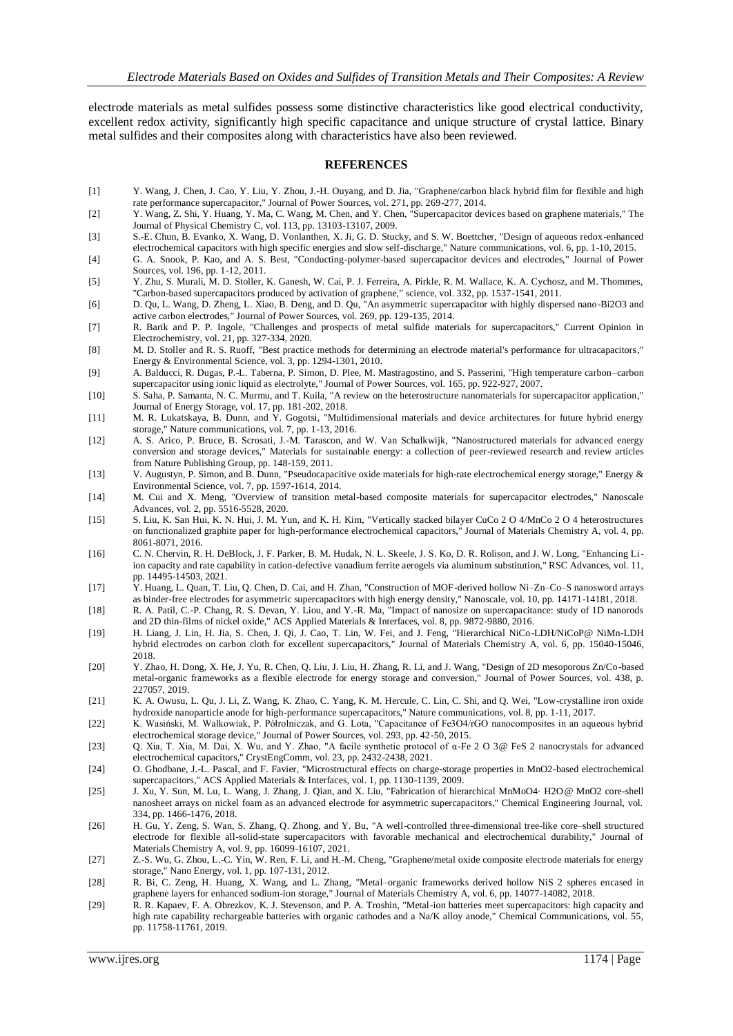electrode materials as metal sulfides possess some distinctive characteristics like good electrical conductivity, excellent redox activity, significantly high specific capacitance and unique structure of crystal lattice. Binary metal sulfides and their composites along with characteristics have also been reviewed.

## REFERENCES

[1] Y. Wang, J. Chen, J. Cao, Y. Liu, Y. Zhou, J.-H. Ouyang, and D. Jia, "Graphene/carbon black hybrid film for flexible and high rate performance supercapacitor," Journal of Power Sources, vol. 271, pp. 269-277, 2014.

[2] Y. Wang, Z. Shi, Y. Huang, Y. Ma, C. Wang, M. Chen, and Y. Chen, "Supercapacitor devices based on graphene materials," The Journal of Physical Chemistry C, vol. 113, pp. 13103-13107, 2009.

[3] S.-E. Chun, B. Evanko, X. Wang, D. Vonlanthen, X. Ji, G. D. Stucky, and S. W. Boettcher, "Design of aqueous redox-enhanced electrochemical capacitors with high specific energies and slow self-discharge," Nature communications, vol. 6, pp. 1-10, 2015.

[4] G. A. Snook, P. Kao, and A. S. Best, "Conducting-polymer-based supercapacitor devices and electrodes," Journal of Power Sources, vol. 196, pp. 1-12, 2011.

[5] Y. Zhu, S. Murali, M. D. Stoller, K. Ganesh, W. Cai, P. J. Ferreira, A. Pirkle, R. M. Wallace, K. A. Cychosz, and M. Thommes, "Carbon-based supercapacitors produced by activation of graphene," science, vol. 332, pp. 1537-1541, 2011.

[6] D. Qu, L. Wang, D. Zheng, L. Xiao, B. Deng, and D. Qu, "An asymmetric supercapacitor with highly dispersed nano-Bi2O3 and active carbon electrodes," Journal of Power Sources, vol. 269, pp. 129-135, 2014.

[7] R. Barik and P. P. Ingole, "Challenges and prospects of metal sulfide materials for supercapacitors," Current Opinion in Electrochemistry, vol. 21, pp. 327-334, 2020.

[8] M. D. Stoller and R. S. Ruoff, "Best practice methods for determining an electrode material's performance for ultracapacitors," Energy & Environmental Science, vol. 3, pp. 1294-1301, 2010.

[9] A. Balducci, R. Dugas, P.-L. Taberna, P. Simon, D. Plee, M. Mastragostino, and S. Passerini, "High temperature carbon–carbon supercapacitor using ionic liquid as electrolyte," Journal of Power Sources, vol. 165, pp. 922-927, 2007.

[10] S. Saha, P. Samanta, N. C. Murmu, and T. Kuila, "A review on the heterostructure nanomaterials for supercapacitor application," Journal of Energy Storage, vol. 17, pp. 181-202, 2018.

[11] M. R. Lukatskaya, B. Dunn, and Y. Gogotsi, "Multidimensional materials and device architectures for future hybrid energy storage," Nature communications, vol. 7, pp. 1-13, 2016.

[12] A. S. Arico, P. Bruce, B. Scrosati, J.-M. Tarascon, and W. Van Schalkwijk, "Nanostructured materials for advanced energy conversion and storage devices," Materials for sustainable energy: a collection of peer-reviewed research and review articles from Nature Publishing Group, pp. 148-159, 2011.

[13] V. Augustyn, P. Simon, and B. Dunn, "Pseudocapacitive oxide materials for high-rate electrochemical energy storage," Energy & Environmental Science, vol. 7, pp. 1597-1614, 2014.

[14] M. Cui and X. Meng, "Overview of transition metal-based composite materials for supercapacitor electrodes," Nanoscale Advances, vol. 2, pp. 5516-5528, 2020.

[15] S. Liu, K. San Hui, K. N. Hui, J. M. Yun, and K. H. Kim, "Vertically stacked bilayer CuCo 2 O 4/MnCo 2 O 4 heterostructures on functionalized graphite paper for high-performance electrochemical capacitors," Journal of Materials Chemistry A, vol. 4, pp. 8061-8071, 2016.

[16] C. N. Chervin, R. H. DeBlock, J. F. Parker, B. M. Hudak, N. L. Skeele, J. S. Ko, D. R. Rolison, and J. W. Long, "Enhancing Li-ion capacity and rate capability in cation-defective vanadium ferrite aerogels via aluminum substitution," RSC Advances, vol. 11, pp. 14495-14503, 2021.

[17] Y. Huang, L. Quan, T. Liu, Q. Chen, D. Cai, and H. Zhan, "Construction of MOF-derived hollow Ni–Zn–Co–S nanosword arrays as binder-free electrodes for asymmetric supercapacitors with high energy density," Nanoscale, vol. 10, pp. 14171-14181, 2018.

[18] R. A. Patil, C.-P. Chang, R. S. Devan, Y. Liou, and Y.-R. Ma, "Impact of nanosize on supercapacitance: study of 1D nanorods and 2D thin-films of nickel oxide," ACS Applied Materials & Interfaces, vol. 8, pp. 9872-9880, 2016.

[19] H. Liang, J. Lin, H. Jia, S. Chen, J. Qi, J. Cao, T. Lin, W. Fei, and J. Feng, "Hierarchical NiCo-LDH/NiCoP@ NiMn-LDH hybrid electrodes on carbon cloth for excellent supercapacitors," Journal of Materials Chemistry A, vol. 6, pp. 15040-15046, 2018.

[20] Y. Zhao, H. Dong, X. He, J. Yu, R. Chen, Q. Liu, J. Liu, H. Zhang, R. Li, and J. Wang, "Design of 2D mesoporous Zn/Co-based metal-organic frameworks as a flexible electrode for energy storage and conversion," Journal of Power Sources, vol. 438, p. 227057, 2019.

[21] K. A. Owusu, L. Qu, J. Li, Z. Wang, K. Zhao, C. Yang, K. M. Hercule, C. Lin, C. Shi, and Q. Wei, "Low-crystalline iron oxide hydroxide nanoparticle anode for high-performance supercapacitors," Nature communications, vol. 8, pp. 1-11, 2017.

[22] K. Wasiński, M. Walkowiak, P. Półrolniczak, and G. Lota, "Capacitance of Fe3O4/rGO nanocomposites in an aqueous hybrid electrochemical storage device," Journal of Power Sources, vol. 293, pp. 42-50, 2015.

[23] Q. Xia, T. Xia, M. Dai, X. Wu, and Y. Zhao, "A facile synthetic protocol of α-Fe 2 O 3@ FeS 2 nanocrystals for advanced electrochemical capacitors," CrystEngComm, vol. 23, pp. 2432-2438, 2021.

[24] O. Ghodbane, J.-L. Pascal, and F. Favier, "Microstructural effects on charge-storage properties in MnO2-based electrochemical supercapacitors," ACS Applied Materials & Interfaces, vol. 1, pp. 1130-1139, 2009.

[25] J. Xu, Y. Sun, M. Lu, L. Wang, J. Zhang, J. Qian, and X. Liu, "Fabrication of hierarchical MnMoO4· H2O@ MnO2 core-shell nanosheet arrays on nickel foam as an advanced electrode for asymmetric supercapacitors," Chemical Engineering Journal, vol. 334, pp. 1466-1476, 2018.

[26] H. Gu, Y. Zeng, S. Wan, S. Zhang, Q. Zhong, and Y. Bu, "A well-controlled three-dimensional tree-like core–shell structured electrode for flexible all-solid-state supercapacitors with favorable mechanical and electrochemical durability," Journal of Materials Chemistry A, vol. 9, pp. 16099-16107, 2021.

[27] Z.-S. Wu, G. Zhou, L.-C. Yin, W. Ren, F. Li, and H.-M. Cheng, "Graphene/metal oxide composite electrode materials for energy storage," Nano Energy, vol. 1, pp. 107-131, 2012.

[28] R. Bi, C. Zeng, H. Huang, X. Wang, and L. Zhang, "Metal–organic frameworks derived hollow NiS 2 spheres encased in graphene layers for enhanced sodium-ion storage," Journal of Materials Chemistry A, vol. 6, pp. 14077-14082, 2018.

[29] R. R. Kapaev, F. A. Obrezkov, K. J. Stevenson, and P. A. Troshin, "Metal-ion batteries meet supercapacitors: high capacity and high rate capability rechargeable batteries with organic cathodes and a Na/K alloy anode," Chemical Communications, vol. 55, pp. 11758-11761, 2019.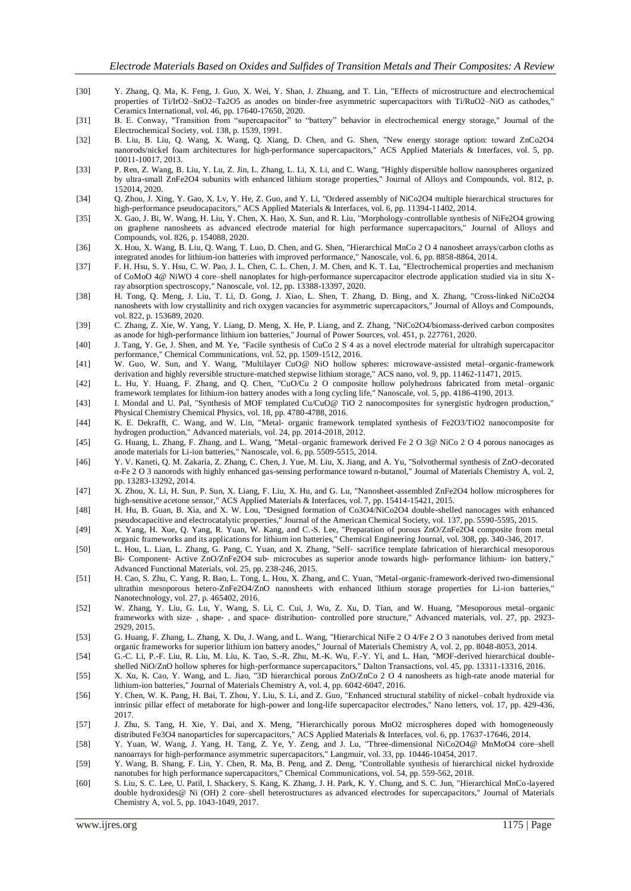[30] Y. Zhang, Q. Ma, K. Feng, J. Guo, X. Wei, Y. Shao, J. Zhuang, and T. Lin, "Effects of microstructure and electrochemical properties of Ti/IrO2–SnO2–Ta2O5 as anodes on binder-free asymmetric supercapacitors with Ti/RuO2–NiO as cathodes," Ceramics International, vol. 46, pp. 17640-17650, 2020.

[31] B. E. Conway, "Transition from "supercapacitor" to "battery" behavior in electrochemical energy storage," Journal of the Electrochemical Society, vol. 138, p. 1539, 1991.

[32] B. Liu, B. Liu, Q. Wang, X. Wang, Q. Xiang, D. Chen, and G. Shen, "New energy storage option: toward ZnCo2O4 nanorods/nickel foam architectures for high-performance supercapacitors," ACS Applied Materials & Interfaces, vol. 5, pp. 10011-10017, 2013.

[33] P. Ren, Z. Wang, B. Liu, Y. Lu, Z. Jin, L. Zhang, L. Li, X. Li, and C. Wang, "Highly dispersible hollow nanospheres organized by ultra-small ZnFe2O4 subunits with enhanced lithium storage properties," Journal of Alloys and Compounds, vol. 812, p. 152014, 2020.

[34] Q. Zhou, J. Xing, Y. Gao, X. Lv, Y. He, Z. Guo, and Y. Li, "Ordered assembly of NiCo2O4 multiple hierarchical structures for high-performance pseudocapacitors," ACS Applied Materials & Interfaces, vol. 6, pp. 11394-11402, 2014.

[35] X. Gao, J. Bi, W. Wang, H. Liu, Y. Chen, X. Hao, X. Sun, and R. Liu, "Morphology-controllable synthesis of NiFe2O4 growing on graphene nanosheets as advanced electrode material for high performance supercapacitors," Journal of Alloys and Compounds, vol. 826, p. 154088, 2020.

[36] X. Hou, X. Wang, B. Liu, Q. Wang, T. Luo, D. Chen, and G. Shen, "Hierarchical MnCo 2 O 4 nanosheet arrays/carbon cloths as integrated anodes for lithium-ion batteries with improved performance," Nanoscale, vol. 6, pp. 8858-8864, 2014.

[37] F. H. Hsu, S. Y. Hsu, C. W. Pao, J. L. Chen, C. L. Chen, J. M. Chen, and K. T. Lu, "Electrochemical properties and mechanism of CoMoO 4@ NiWO 4 core–shell nanoplates for high-performance supercapacitor electrode application studied via in situ X-ray absorption spectroscopy," Nanoscale, vol. 12, pp. 13388-13397, 2020.

[38] H. Tong, Q. Meng, J. Liu, T. Li, D. Gong, J. Xiao, L. Shen, T. Zhang, D. Bing, and X. Zhang, "Cross-linked NiCo2O4 nanosheets with low crystallinity and rich oxygen vacancies for asymmetric supercapacitors," Journal of Alloys and Compounds, vol. 822, p. 153689, 2020.

[39] C. Zhang, Z. Xie, W. Yang, Y. Liang, D. Meng, X. He, P. Liang, and Z. Zhang, "NiCo2O4/biomass-derived carbon composites as anode for high-performance lithium ion batteries," Journal of Power Sources, vol. 451, p. 227761, 2020.

[40] J. Tang, Y. Ge, J. Shen, and M. Ye, "Facile synthesis of CuCo 2 S 4 as a novel electrode material for ultrahigh supercapacitor performance," Chemical Communications, vol. 52, pp. 1509-1512, 2016.

[41] W. Guo, W. Sun, and Y. Wang, "Multilayer CuO@ NiO hollow spheres: microwave-assisted metal–organic-framework derivation and highly reversible structure-matched stepwise lithium storage," ACS nano, vol. 9, pp. 11462-11471, 2015.

[42] L. Hu, Y. Huang, F. Zhang, and Q. Chen, "CuO/Cu 2 O composite hollow polyhedrons fabricated from metal–organic framework templates for lithium-ion battery anodes with a long cycling life," Nanoscale, vol. 5, pp. 4186-4190, 2013.

[43] I. Mondal and U. Pal, "Synthesis of MOF templated Cu/CuO@ TiO 2 nanocomposites for synergistic hydrogen production," Physical Chemistry Chemical Physics, vol. 18, pp. 4780-4788, 2016.

[44] K. E. Dekrafft, C. Wang, and W. Lin, "Metal‐ organic framework templated synthesis of Fe2O3/TiO2 nanocomposite for hydrogen production," Advanced materials, vol. 24, pp. 2014-2018, 2012.

[45] G. Huang, L. Zhang, F. Zhang, and L. Wang, "Metal–organic framework derived Fe 2 O 3@ NiCo 2 O 4 porous nanocages as anode materials for Li-ion batteries," Nanoscale, vol. 6, pp. 5509-5515, 2014.

[46] Y. V. Kaneti, Q. M. Zakaria, Z. Zhang, C. Chen, J. Yue, M. Liu, X. Jiang, and A. Yu, "Solvothermal synthesis of ZnO-decorated α-Fe 2 O 3 nanorods with highly enhanced gas-sensing performance toward n-butanol," Journal of Materials Chemistry A, vol. 2, pp. 13283-13292, 2014.

[47] X. Zhou, X. Li, H. Sun, P. Sun, X. Liang, F. Liu, X. Hu, and G. Lu, "Nanosheet-assembled ZnFe2O4 hollow microspheres for high-sensitive acetone sensor," ACS Applied Materials & Interfaces, vol. 7, pp. 15414-15421, 2015.

[48] H. Hu, B. Guan, B. Xia, and X. W. Lou, "Designed formation of Co3O4/NiCo2O4 double-shelled nanocages with enhanced pseudocapacitive and electrocatalytic properties," Journal of the American Chemical Society, vol. 137, pp. 5590-5595, 2015.

[49] X. Yang, H. Xue, Q. Yang, R. Yuan, W. Kang, and C.-S. Lee, "Preparation of porous ZnO/ZnFe2O4 composite from metal organic frameworks and its applications for lithium ion batteries," Chemical Engineering Journal, vol. 308, pp. 340-346, 2017.

[50] L. Hou, L. Lian, L. Zhang, G. Pang, C. Yuan, and X. Zhang, "Self‐ sacrifice template fabrication of hierarchical mesoporous Bi‐ Component‐ Active ZnO/ZnFe2O4 sub‐ microcubes as superior anode towards high‐ performance lithium‐ ion battery," Advanced Functional Materials, vol. 25, pp. 238-246, 2015.

[51] H. Cao, S. Zhu, C. Yang, R. Bao, L. Tong, L. Hou, X. Zhang, and C. Yuan, "Metal-organic-framework-derived two-dimensional ultrathin mesoporous hetero-ZnFe2O4/ZnO nanosheets with enhanced lithium storage properties for Li-ion batteries," Nanotechnology, vol. 27, p. 465402, 2016.

[52] W. Zhang, Y. Liu, G. Lu, Y. Wang, S. Li, C. Cui, J. Wu, Z. Xu, D. Tian, and W. Huang, "Mesoporous metal–organic frameworks with size‐ , shape‐ , and space‐ distribution‐ controlled pore structure," Advanced materials, vol. 27, pp. 2923-2929, 2015.

[53] G. Huang, F. Zhang, L. Zhang, X. Du, J. Wang, and L. Wang, "Hierarchical NiFe 2 O 4/Fe 2 O 3 nanotubes derived from metal organic frameworks for superior lithium ion battery anodes," Journal of Materials Chemistry A, vol. 2, pp. 8048-8053, 2014.

[54] G.-C. Li, P.-F. Liu, R. Liu, M. Liu, K. Tao, S.-R. Zhu, M.-K. Wu, F.-Y. Yi, and L. Han, "MOF-derived hierarchical double-shelled NiO/ZnO hollow spheres for high-performance supercapacitors," Dalton Transactions, vol. 45, pp. 13311-13316, 2016.

[55] X. Xu, K. Cao, Y. Wang, and L. Jiao, "3D hierarchical porous ZnO/ZnCo 2 O 4 nanosheets as high-rate anode material for lithium-ion batteries," Journal of Materials Chemistry A, vol. 4, pp. 6042-6047, 2016.

[56] Y. Chen, W. K. Pang, H. Bai, T. Zhou, Y. Liu, S. Li, and Z. Guo, "Enhanced structural stability of nickel–cobalt hydroxide via intrinsic pillar effect of metaborate for high-power and long-life supercapacitor electrodes," Nano letters, vol. 17, pp. 429-436, 2017.

[57] J. Zhu, S. Tang, H. Xie, Y. Dai, and X. Meng, "Hierarchically porous MnO2 microspheres doped with homogeneously distributed Fe3O4 nanoparticles for supercapacitors," ACS Applied Materials & Interfaces, vol. 6, pp. 17637-17646, 2014.

[58] Y. Yuan, W. Wang, J. Yang, H. Tang, Z. Ye, Y. Zeng, and J. Lu, "Three-dimensional NiCo2O4@ MnMoO4 core–shell nanoarrays for high-performance asymmetric supercapacitors," Langmuir, vol. 33, pp. 10446-10454, 2017.

[59] Y. Wang, B. Shang, F. Lin, Y. Chen, R. Ma, B. Peng, and Z. Deng, "Controllable synthesis of hierarchical nickel hydroxide nanotubes for high performance supercapacitors," Chemical Communications, vol. 54, pp. 559-562, 2018.

[60] S. Liu, S. C. Lee, U. Patil, I. Shackery, S. Kang, K. Zhang, J. H. Park, K. Y. Chung, and S. C. Jun, "Hierarchical MnCo-layered double hydroxides@ Ni (OH) 2 core–shell heterostructures as advanced electrodes for supercapacitors," Journal of Materials Chemistry A, vol. 5, pp. 1043-1049, 2017.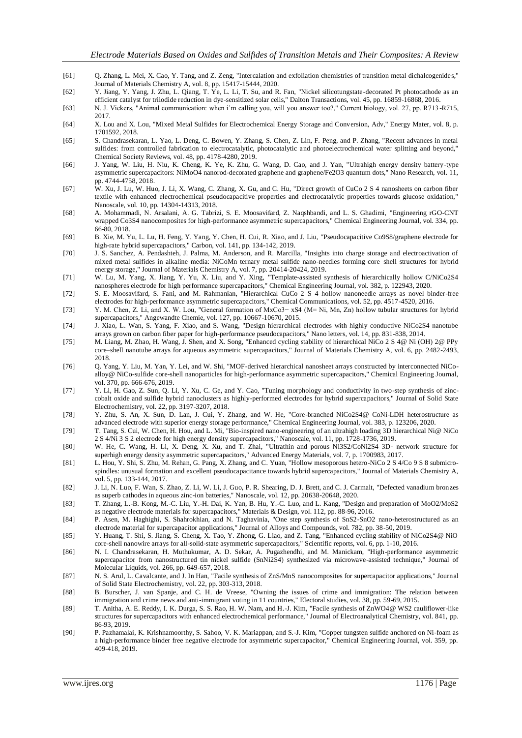[61] Q. Zhang, L. Mei, X. Cao, Y. Tang, and Z. Zeng, "Intercalation and exfoliation chemistries of transition metal dichalcogenides," Journal of Materials Chemistry A, vol. 8, pp. 15417-15444, 2020.

[62] Y. Jiang, Y. Yang, J. Zhu, L. Qiang, T. Ye, L. Li, T. Su, and R. Fan, "Nickel silicotungstate-decorated Pt photocathode as an efficient catalyst for triiodide reduction in dye-sensitized solar cells," Dalton Transactions, vol. 45, pp. 16859-16868, 2016.

[63] N. J. Vickers, "Animal communication: when i'm calling you, will you answer too?," Current biology, vol. 27, pp. R713-R715, 2017.

[64] X. Lou and X. Lou, "Mixed Metal Sulfides for Electrochemical Energy Storage and Conversion, Adv," Energy Mater, vol. 8, p. 1701592, 2018.

[65] S. Chandrasekaran, L. Yao, L. Deng, C. Bowen, Y. Zhang, S. Chen, Z. Lin, F. Peng, and P. Zhang, "Recent advances in metal sulfides: from controlled fabrication to electrocatalytic, photocatalytic and photoelectrochemical water splitting and beyond," Chemical Society Reviews, vol. 48, pp. 4178-4280, 2019.

[66] J. Yang, W. Liu, H. Niu, K. Cheng, K. Ye, K. Zhu, G. Wang, D. Cao, and J. Yan, "Ultrahigh energy density battery-type asymmetric supercapacitors: NiMoO4 nanorod-decorated graphene and graphene/Fe2O3 quantum dots," Nano Research, vol. 11, pp. 4744-4758, 2018.

[67] W. Xu, J. Lu, W. Huo, J. Li, X. Wang, C. Zhang, X. Gu, and C. Hu, "Direct growth of CuCo 2 S 4 nanosheets on carbon fiber textile with enhanced electrochemical pseudocapacitive properties and electrocatalytic properties towards glucose oxidation," Nanoscale, vol. 10, pp. 14304-14313, 2018.

[68] A. Mohammadi, N. Arsalani, A. G. Tabrizi, S. E. Moosavifard, Z. Naqshbandi, and L. S. Ghadimi, "Engineering rGO-CNT wrapped Co3S4 nanocomposites for high-performance asymmetric supercapacitors," Chemical Engineering Journal, vol. 334, pp. 66-80, 2018.

[69] B. Xie, M. Yu, L. Lu, H. Feng, Y. Yang, Y. Chen, H. Cui, R. Xiao, and J. Liu, "Pseudocapacitive Co9S8/graphene electrode for high-rate hybrid supercapacitors," Carbon, vol. 141, pp. 134-142, 2019.

[70] J. S. Sanchez, A. Pendashteh, J. Palma, M. Anderson, and R. Marcilla, "Insights into charge storage and electroactivation of mixed metal sulfides in alkaline media: NiCoMn ternary metal sulfide nano-needles forming core–shell structures for hybrid energy storage," Journal of Materials Chemistry A, vol. 7, pp. 20414-20424, 2019.

[71] W. Lu, M. Yang, X. Jiang, Y. Yu, X. Liu, and Y. Xing, "Template-assisted synthesis of hierarchically hollow C/NiCo2S4 nanospheres electrode for high performance supercapacitors," Chemical Engineering Journal, vol. 382, p. 122943, 2020.

[72] S. E. Moosavifard, S. Fani, and M. Rahmanian, "Hierarchical CuCo 2 S 4 hollow nanoneedle arrays as novel binder-free electrodes for high-performance asymmetric supercapacitors," Chemical Communications, vol. 52, pp. 4517-4520, 2016.

[73] Y. M. Chen, Z. Li, and X. W. Lou, "General formation of MxCo3− xS4 (M= Ni, Mn, Zn) hollow tubular structures for hybrid supercapacitors," Angewandte Chemie, vol. 127, pp. 10667-10670, 2015.

[74] J. Xiao, L. Wan, S. Yang, F. Xiao, and S. Wang, "Design hierarchical electrodes with highly conductive NiCo2S4 nanotube arrays grown on carbon fiber paper for high-performance pseudocapacitors," Nano letters, vol. 14, pp. 831-838, 2014.

[75] M. Liang, M. Zhao, H. Wang, J. Shen, and X. Song, "Enhanced cycling stability of hierarchical NiCo 2 S 4@ Ni (OH) 2@ PPy core–shell nanotube arrays for aqueous asymmetric supercapacitors," Journal of Materials Chemistry A, vol. 6, pp. 2482-2493, 2018.

[76] Q. Yang, Y. Liu, M. Yan, Y. Lei, and W. Shi, "MOF-derived hierarchical nanosheet arrays constructed by interconnected NiCo-alloy@ NiCo-sulfide core-shell nanoparticles for high-performance asymmetric supercapacitors," Chemical Engineering Journal, vol. 370, pp. 666-676, 2019.

[77] Y. Li, H. Gao, Z. Sun, Q. Li, Y. Xu, C. Ge, and Y. Cao, "Tuning morphology and conductivity in two-step synthesis of zinc-cobalt oxide and sulfide hybrid nanoclusters as highly-performed electrodes for hybrid supercapacitors," Journal of Solid State Electrochemistry, vol. 22, pp. 3197-3207, 2018.

[78] Y. Zhu, S. An, X. Sun, D. Lan, J. Cui, Y. Zhang, and W. He, "Core-branched NiCo2S4@ CoNi-LDH heterostructure as advanced electrode with superior energy storage performance," Chemical Engineering Journal, vol. 383, p. 123206, 2020.

[79] T. Tang, S. Cui, W. Chen, H. Hou, and L. Mi, "Bio-inspired nano-engineering of an ultrahigh loading 3D hierarchical Ni@ NiCo 2 S 4/Ni 3 S 2 electrode for high energy density supercapacitors," Nanoscale, vol. 11, pp. 1728-1736, 2019.

[80] W. He, C. Wang, H. Li, X. Deng, X. Xu, and T. Zhai, "Ultrathin and porous Ni3S2/CoNi2S4 3D‐ network structure for superhigh energy density asymmetric supercapacitors," Advanced Energy Materials, vol. 7, p. 1700983, 2017.

[81] L. Hou, Y. Shi, S. Zhu, M. Rehan, G. Pang, X. Zhang, and C. Yuan, "Hollow mesoporous hetero-NiCo 2 S 4/Co 9 S 8 submicro-spindles: unusual formation and excellent pseudocapacitance towards hybrid supercapacitors," Journal of Materials Chemistry A, vol. 5, pp. 133-144, 2017.

[82] J. Li, N. Luo, F. Wan, S. Zhao, Z. Li, W. Li, J. Guo, P. R. Shearing, D. J. Brett, and C. J. Carmalt, "Defected vanadium bronzes as superb cathodes in aqueous zinc-ion batteries," Nanoscale, vol. 12, pp. 20638-20648, 2020.

[83] T. Zhang, L.-B. Kong, M.-C. Liu, Y.-H. Dai, K. Yan, B. Hu, Y.-C. Luo, and L. Kang, "Design and preparation of MoO2/MoS2 as negative electrode materials for supercapacitors," Materials & Design, vol. 112, pp. 88-96, 2016.

[84] P. Asen, M. Haghighi, S. Shahrokhian, and N. Taghavinia, "One step synthesis of SnS2-SnO2 nano-heterostructured as an electrode material for supercapacitor applications," Journal of Alloys and Compounds, vol. 782, pp. 38-50, 2019.

[85] Y. Huang, T. Shi, S. Jiang, S. Cheng, X. Tao, Y. Zhong, G. Liao, and Z. Tang, "Enhanced cycling stability of NiCo2S4@ NiO core-shell nanowire arrays for all-solid-state asymmetric supercapacitors," Scientific reports, vol. 6, pp. 1-10, 2016.

[86] N. I. Chandrasekaran, H. Muthukumar, A. D. Sekar, A. Pugazhendhi, and M. Manickam, "High-performance asymmetric supercapacitor from nanostructured tin nickel sulfide (SnNi2S4) synthesized via microwave-assisted technique," Journal of Molecular Liquids, vol. 266, pp. 649-657, 2018.

[87] N. S. Arul, L. Cavalcante, and J. In Han, "Facile synthesis of ZnS/MnS nanocomposites for supercapacitor applications," Journal of Solid State Electrochemistry, vol. 22, pp. 303-313, 2018.

[88] B. Burscher, J. van Spanje, and C. H. de Vreese, "Owning the issues of crime and immigration: The relation between immigration and crime news and anti-immigrant voting in 11 countries," Electoral studies, vol. 38, pp. 59-69, 2015.

[89] T. Anitha, A. E. Reddy, I. K. Durga, S. S. Rao, H. W. Nam, and H.-J. Kim, "Facile synthesis of ZnWO4@ WS2 cauliflower-like structures for supercapacitors with enhanced electrochemical performance," Journal of Electroanalytical Chemistry, vol. 841, pp. 86-93, 2019.

[90] P. Pazhamalai, K. Krishnamoorthy, S. Sahoo, V. K. Mariappan, and S.-J. Kim, "Copper tungsten sulfide anchored on Ni-foam as a high-performance binder free negative electrode for asymmetric supercapacitor," Chemical Engineering Journal, vol. 359, pp. 409-418, 2019.